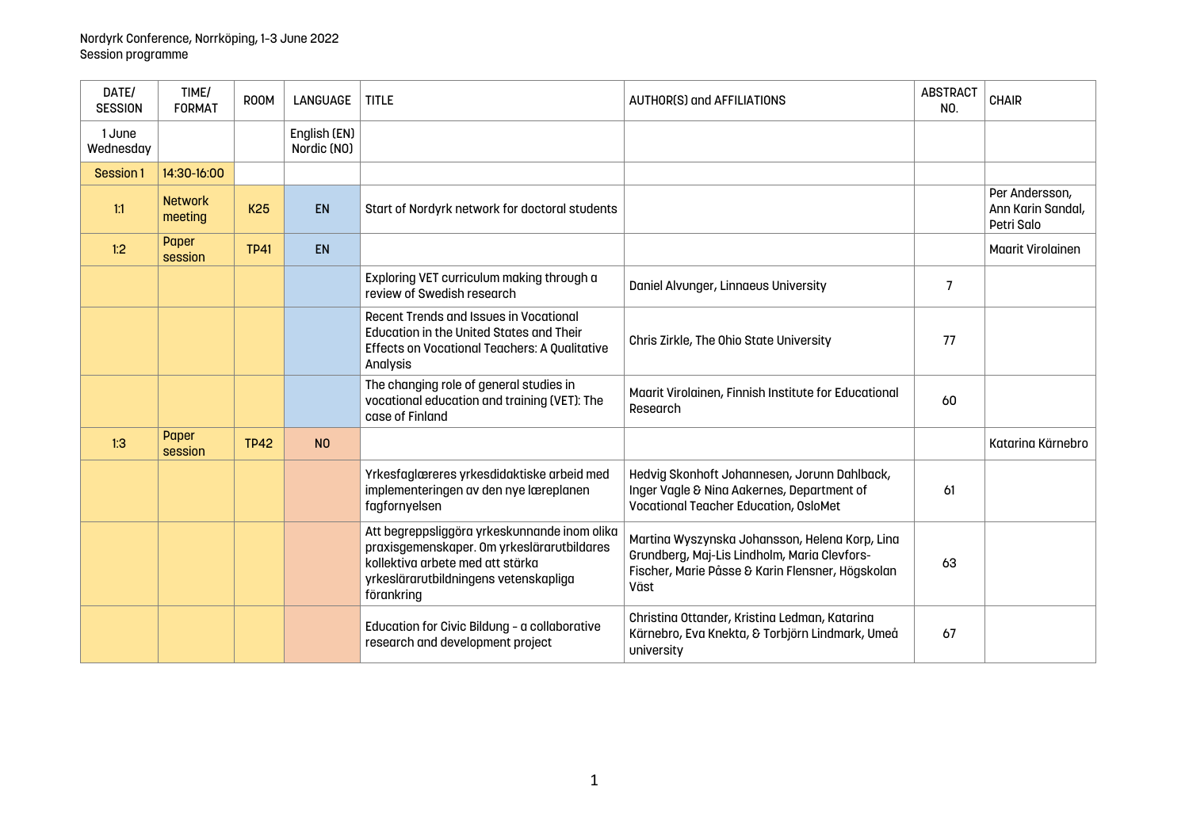Nordyrk Conference, Norrköping, 1-3 June 2022
Session programme

| DATE/ SESSION | TIME/ FORMAT | ROOM | LANGUAGE | TITLE | AUTHOR(S) and AFFILIATIONS | ABSTRACT NO. | CHAIR |
|---|---|---|---|---|---|---|---|
| 1 June Wednesday | | | English (EN) Nordic (NO) | | | | |
| Session 1 | 14:30-16:00 | | | | | | |
| 1:1 | Network meeting | K25 | EN | Start of Nordyrk network for doctoral students | | | Per Andersson, Ann Karin Sandal, Petri Salo |
| 1:2 | Paper session | TP41 | EN | | | | Maarit Virolainen |
| | | | | Exploring VET curriculum making through a review of Swedish research | Daniel Alvunger, Linnaeus University | 7 | |
| | | | | Recent Trends and Issues in Vocational Education in the United States and Their Effects on Vocational Teachers: A Qualitative Analysis | Chris Zirkle, The Ohio State University | 77 | |
| | | | | The changing role of general studies in vocational education and training (VET): The case of Finland | Maarit Virolainen, Finnish Institute for Educational Research | 60 | |
| 1:3 | Paper session | TP42 | NO | | | | Katarina Kärnebro |
| | | | | Yrkesfaglæreres yrkesdidaktiske arbeid med implementeringen av den nye læreplanen fagfornyelsen | Hedvig Skonhoft Johannesen, Jorunn Dahlback, Inger Vagle & Nina Aakernes, Department of Vocational Teacher Education, OsloMet | 61 | |
| | | | | Att begreppsliggöra yrkeskunnande inom olika praxisgemenskaper. Om yrkeslärarutbildares kollektiva arbete med att stärka yrkeslärarutbildningens vetenskapliga förankring | Martina Wyszynska Johansson, Helena Korp, Lina Grundberg, Maj-Lis Lindholm, Maria Clevfors-Fischer, Marie Påsse & Karin Flensner, Högskolan Väst | 63 | |
| | | | | Education for Civic Bildung - a collaborative research and development project | Christina Ottander, Kristina Ledman, Katarina Kärnebro, Eva Knekta, & Torbjörn Lindmark, Umeå university | 67 | |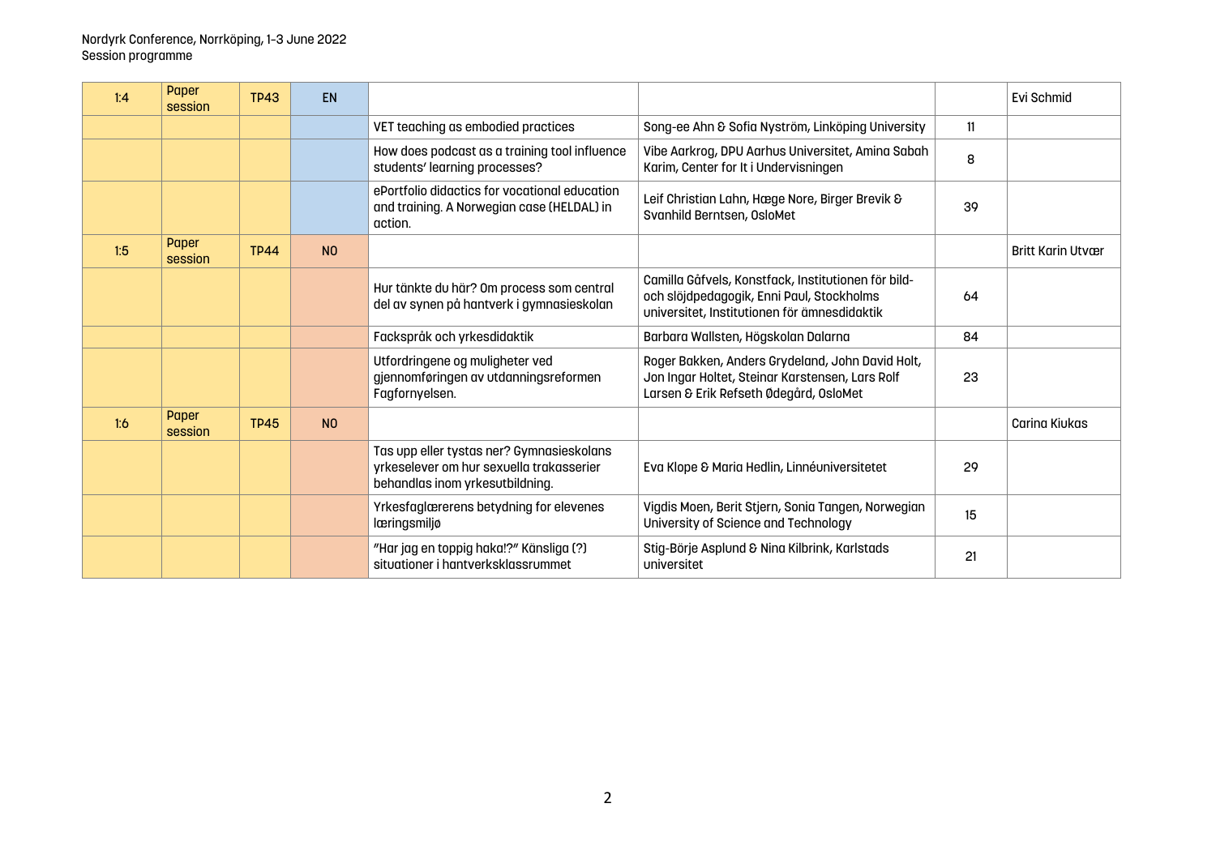Nordyrk Conference, Norrköping, 1-3 June 2022
Session programme

| | | | | | | | |
|---|---|---|---|---|---|---|---|
| 1:4 | Paper session | TP43 | EN | | | | Evi Schmid |
| | | | | VET teaching as embodied practices | Song-ee Ahn & Sofia Nyström, Linköping University | 11 | |
| | | | | How does podcast as a training tool influence students' learning processes? | Vibe Aarkrog, DPU Aarhus Universitet, Amina Sabah Karim, Center for It i Undervisningen | 8 | |
| | | | | ePortfolio didactics for vocational education and training. A Norwegian case (HELDAL) in action. | Leif Christian Lahn, Hæge Nore, Birger Brevik & Svanhild Berntsen, OsloMet | 39 | |
| 1:5 | Paper session | TP44 | NO | | | | Britt Karin Utvær |
| | | | | Hur tänkte du här? Om process som central del av synen på hantverk i gymnasieskolan | Camilla Gåfvels, Konstfack, Institutionen för bild- och slöjdpedagogik, Enni Paul, Stockholms universitet, Institutionen för ämnesdidaktik | 64 | |
| | | | | Fackspråk och yrkesdidaktik | Barbara Wallsten, Högskolan Dalarna | 84 | |
| | | | | Utfordringene og muligheter ved gjennomføringen av utdanningsreformen Fagfornyelsen. | Roger Bakken, Anders Grydeland, John David Holt, Jon Ingar Holtet, Steinar Karstensen, Lars Rolf Larsen & Erik Refseth Ødegård, OsloMet | 23 | |
| 1:6 | Paper session | TP45 | NO | | | | Carina Kiukas |
| | | | | Tas upp eller tystas ner? Gymnasieskolans yrkeselever om hur sexuella trakasserier behandlas inom yrkesutbildning. | Eva Klope & Maria Hedlin, Linnéuniversitetet | 29 | |
| | | | | Yrkesfaglærerens betydning for elevenes læringsmiljø | Vigdis Moen, Berit Stjern, Sonia Tangen, Norwegian University of Science and Technology | 15 | |
| | | | | "Har jag en toppig haka!?" Känsliga (?) situationer i hantverksklassrummet | Stig-Börje Asplund & Nina Kilbrink, Karlstads universitet | 21 | |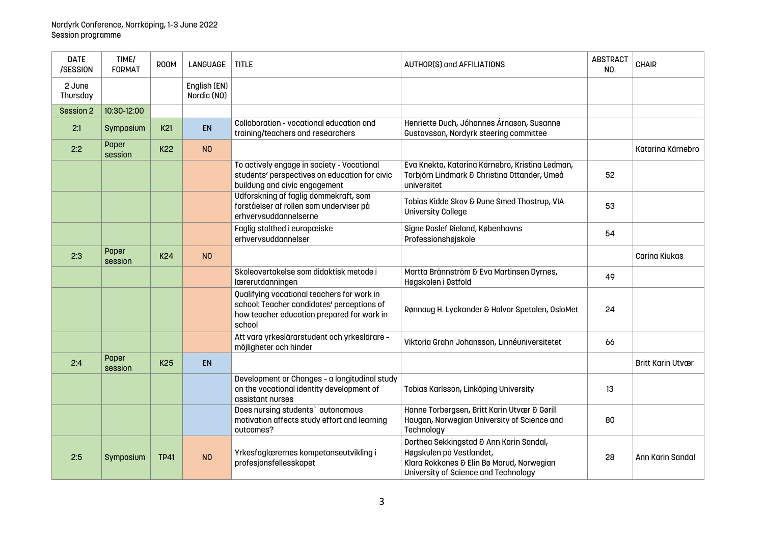Nordyrk Conference, Norrköping, 1-3 June 2022
Session programme

| DATE /SESSION | TIME/ FORMAT | ROOM | LANGUAGE | TITLE | AUTHOR(S) and AFFILIATIONS | ABSTRACT NO. | CHAIR |
|---|---|---|---|---|---|---|---|
| 2 June Thursday | | | English (EN) Nordic (NO) | | | | |
| Session 2 | 10:30-12:00 | | | | | | |
| 2:1 | Symposium | K21 | EN | Collaboration - vocational education and training/teachers and researchers | Henriette Duch, Jóhannes Árnason, Susanne Gustavsson, Nordyrk steering committee | | |
| 2:2 | Paper session | K22 | NO | | | | Katarina Kärnebro |
| | | | | To actively engage in society - Vocational students' perspectives on education for civic buildung and civic engagement | Eva Knekta, Katarina Kärnebro, Kristina Ledman, Torbjörn Lindmark & Christina Ottander, Umeå universitet | 52 | |
| | | | | Udforskning af faglig dømmekraft, som forståelser af rollen som underviser på erhvervsuddannelserne | Tobias Kidde Skov & Rune Smed Thostrup, VIA University College | 53 | |
| | | | | Faglig stolthed i europæiske erhvervsuddannelser | Signe Roslef Rieland, Københavns Professionshøjskole | 54 | |
| 2:3 | Paper session | K24 | NO | | | | Carina Kiukas |
| | | | | Skoleovertakelse som didaktisk metode i lærerutdanningen | Martta Brännström & Eva Martinsen Dyrnes, Høgskolen i Østfold | 49 | |
| | | | | Qualifying vocational teachers for work in school: Teacher candidates' perceptions of how teacher education prepared for work in school | Rønnaug H. Lyckander & Halvor Spetalen, OsloMet | 24 | |
| | | | | Att vara yrkeslärarstudent och yrkeslärare – möjligheter och hinder | Viktoria Grahn Johansson, Linnéuniversitetet | 66 | |
| 2:4 | Paper session | K25 | EN | | | | Britt Karin Utvær |
| | | | | Development or Changes – a longitudinal study on the vocational identity development of assistant nurses | Tobias Karlsson, Linköping University | 13 | |
| | | | | Does nursing students` autonomous motivation affects study effort and learning outcomes? | Hanne Torbergsen, Britt Karin Utvær & Gørill Haugan, Norwegian University of Science and Technology | 80 | |
| 2:5 | Symposium | TP41 | NO | Yrkesfaglærernes kompetanseutvikling i profesjonsfellesskapet | Dorthea Sekkingstad & Ann Karin Sandal, Høgskulen på Vestlandet, Klara Rokkones & Elin Bø Morud, Norwegian University of Science and Technology | 28 | Ann Karin Sandal |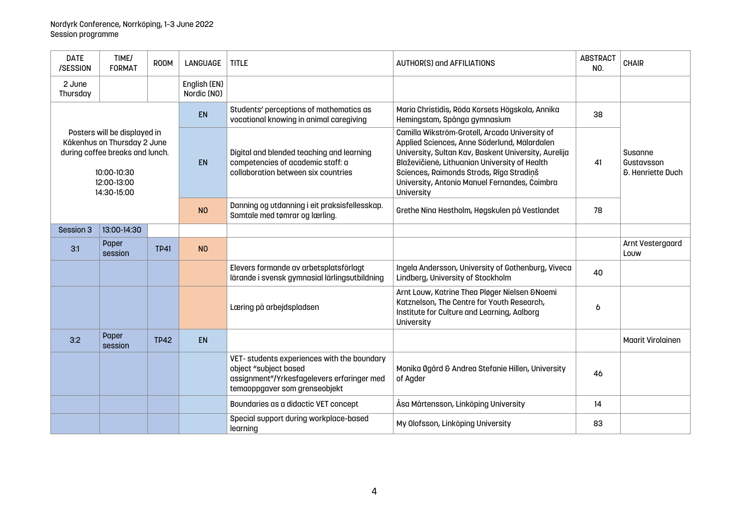Nordyrk Conference, Norrköping, 1-3 June 2022
Session programme

| DATE /SESSION | TIME/ FORMAT | ROOM | LANGUAGE | TITLE | AUTHOR(S) and AFFILIATIONS | ABSTRACT NO. | CHAIR |
|---|---|---|---|---|---|---|---|
| 2 June Thursday | | | English (EN) Nordic (NO) | | | | |
| Posters will be displayed in Kåkenhus on Thursday 2 June during coffee breaks and lunch. 10:00-10:30 12:00-13:00 14:30-15:00 | | | EN | Students' perceptions of mathematics as vocational knowing in animal caregiving | Maria Christidis, Röda Korsets Högskola, Annika Hemingstam, Spånga gymnasium | 38 | Susanne Gustavsson & Henriette Duch |
| | | | EN | Digital and blended teaching and learning competencies of academic staff: a collaboration between six countries | Camilla Wikström-Grotell, Arcada University of Applied Sciences, Anne Söderlund, Mälardalen University, Sultan Kav, Baskent University, Aurelija Blaževičienė, Lithuanian University of Health Sciences, Raimonds Strods, Rīga Stradiņš University, Antonio Manuel Fernandes, Coimbra University | 41 | |
| | | | NO | Danning og utdanning i eit praksisfellesskap. Samtale med tømrar og lærling. | Grethe Nina Hestholm, Høgskulen på Vestlandet | 78 | |
| Session 3 | 13:00-14:30 | | | | | | |
| 3:1 | Paper session | TP41 | NO | | | | Arnt Vestergaard Louw |
| | | | | Elevers formande av arbetsplatsförlagt lärande i svensk gymnasial lärlingsutbildning | Ingela Andersson, University of Gothenburg, Viveca Lindberg, University of Stockholm | 40 | |
| | | | | Læring på arbejdspladsen | Arnt Louw, Katrine Thea Pløger Nielsen &Noemi Katznelson, The Centre for Youth Research, Institute for Culture and Learning, Aalborg University | 6 | |
| 3:2 | Paper session | TP42 | EN | | | | Maarit Virolainen |
| | | | | VET- students experiences with the boundary object "subject based assignment"/Yrkesfagelevers erfaringer med temaoppgaver som grenseobjekt | Monika Øgård & Andrea Stefanie Hillen, University of Agder | 46 | |
| | | | | Boundaries as a didactic VET concept | Åsa Mårtensson, Linköping University | 14 | |
| | | | | Special support during workplace-based learning | My Olofsson, Linköping University | 83 | |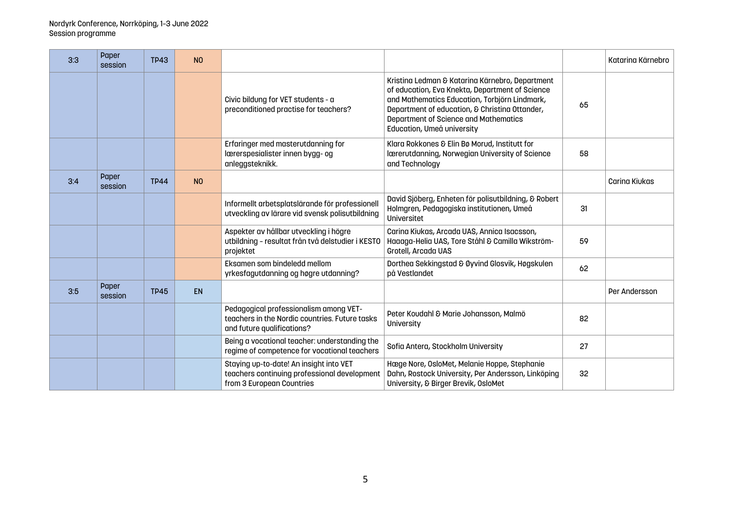| 3:3 | Paper session | TP43 | NO | | | | Katarina Kärnebro |
|---|---|---|---|---|---|---|---|
| | | | | Civic bildung for VET students - a preconditioned practise for teachers? | Kristina Ledman & Katarina Kärnebro, Department of education, Eva Knekta, Department of Science and Mathematics Education, Torbjörn Lindmark, Department of education, & Christina Ottander, Department of Science and Mathematics Education, Umeå university | 65 | |
| | | | | Erfaringer med masterutdanning for lærerspesialister innen bygg- og anleggsteknikk. | Klara Rokkones & Elin Bø Morud, Institutt for lærerutdanning, Norwegian University of Science and Technology | 58 | |
| 3:4 | Paper session | TP44 | NO | | | | Carina Kiukas |
| | | | | Informellt arbetsplatslärande för professionell utveckling av lärare vid svensk polisutbildning | David Sjöberg, Enheten för polisutbildning, & Robert Holmgren, Pedagogiska institutionen, Umeå Universitet | 31 | |
| | | | | Aspekter av hållbar utveckling i högre utbildning - resultat från två delstudier i KESTO projektet | Carina Kiukas, Arcada UAS, Annica Isacsson, Haaaga-Helia UAS, Tore Ståhl & Camilla Wikström-Grotell, Arcada UAS | 59 | |
| | | | | Eksamen som bindeledd mellom yrkesfagutdanning og høgre utdanning? | Dorthea Sekkingstad & Øyvind Glosvik, Høgskulen på Vestlandet | 62 | |
| 3:5 | Paper session | TP45 | EN | | | | Per Andersson |
| | | | | Pedagogical professionalism among VET-teachers in the Nordic countries. Future tasks and future qualifications? | Peter Koudahl & Marie Johansson, Malmö University | 82 | |
| | | | | Being a vocational teacher: understanding the regime of competence for vocational teachers | Sofia Antera, Stockholm University | 27 | |
| | | | | Staying up-to-date! An insight into VET teachers continuing professional development from 3 European Countries | Hæge Nore, OsloMet, Melanie Hoppe, Stephanie Dahn, Rostock University, Per Andersson, Linköping University, & Birger Brevik, OsloMet | 32 | |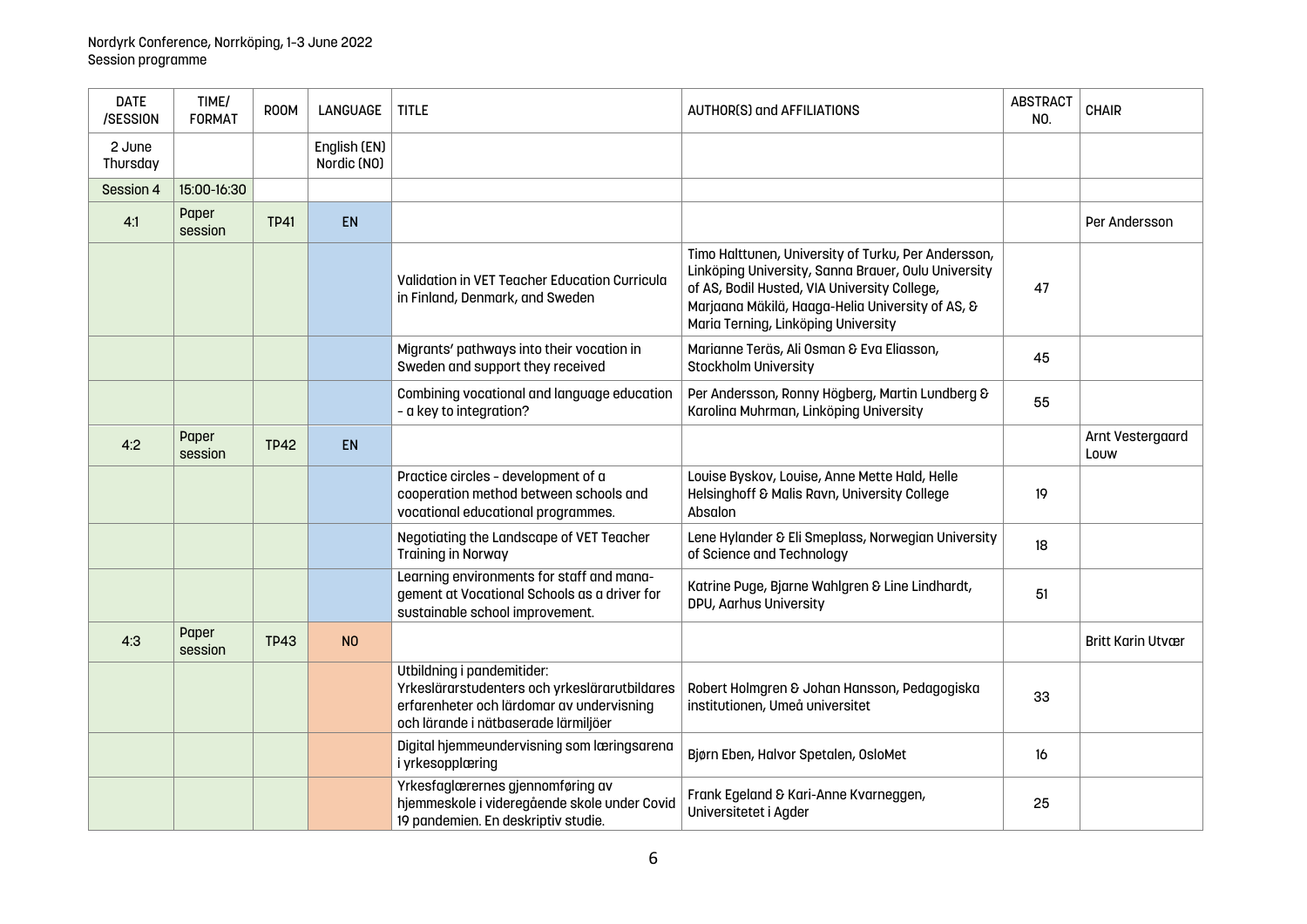Nordyrk Conference, Norrköping, 1-3 June 2022
Session programme

| DATE /SESSION | TIME/ FORMAT | ROOM | LANGUAGE | TITLE | AUTHOR(S) and AFFILIATIONS | ABSTRACT NO. | CHAIR |
|---|---|---|---|---|---|---|---|
| 2 June Thursday | | | English (EN) Nordic (NO) | | | | |
| Session 4 | 15:00-16:30 | | | | | | |
| 4:1 | Paper session | TP41 | EN | | | | Per Andersson |
| | | | | Validation in VET Teacher Education Curricula in Finland, Denmark, and Sweden | Timo Halttunen, University of Turku, Per Andersson, Linköping University, Sanna Brauer, Oulu University of AS, Bodil Husted, VIA University College, Marjaana Mäkilä, Haaga-Helia University of AS, & Maria Terning, Linköping University | 47 | |
| | | | | Migrants' pathways into their vocation in Sweden and support they received | Marianne Teräs, Ali Osman & Eva Eliasson, Stockholm University | 45 | |
| | | | | Combining vocational and language education - a key to integration? | Per Andersson, Ronny Högberg, Martin Lundberg & Karolina Muhrman, Linköping University | 55 | |
| 4:2 | Paper session | TP42 | EN | | | | Arnt Vestergaard Louw |
| | | | | Practice circles - development of a cooperation method between schools and vocational educational programmes. | Louise Byskov, Louise, Anne Mette Hald, Helle Helsinghoff & Malis Ravn, University College Absalon | 19 | |
| | | | | Negotiating the Landscape of VET Teacher Training in Norway | Lene Hylander & Eli Smeplass, Norwegian University of Science and Technology | 18 | |
| | | | | Learning environments for staff and management at Vocational Schools as a driver for sustainable school improvement. | Katrine Puge, Bjarne Wahlgren & Line Lindhardt, DPU, Aarhus University | 51 | |
| 4:3 | Paper session | TP43 | NO | | | | Britt Karin Utvær |
| | | | | Utbildning i pandemitider: Yrkeslärarstudenters och yrkeslärarutbildares erfarenheter och lärdomar av undervisning och lärande i nätbaserade lärmiljöer | Robert Holmgren & Johan Hansson, Pedagogiska institutionen, Umeå universitet | 33 | |
| | | | | Digital hjemmeundervisning som læringsarena i yrkesopplæring | Bjørn Eben, Halvor Spetalen, OsloMet | 16 | |
| | | | | Yrkesfaglærernes gjennomføring av hjemmeskole i videregående skole under Covid 19 pandemien. En deskriptiv studie. | Frank Egeland & Kari-Anne Kvarneggen, Universitetet i Agder | 25 | |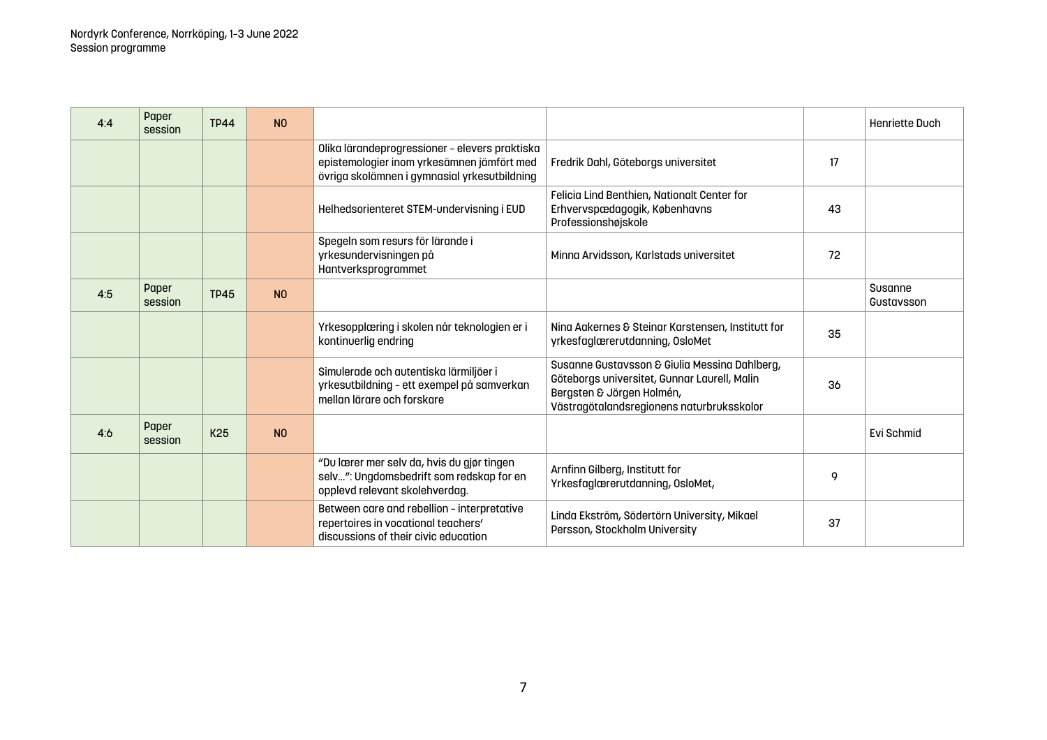| | | | | | | | |
|---|---|---|---|---|---|---|---|
| 4:4 | Paper session | TP44 | NO | | | | Henriette Duch |
| | | | | Olika lärandeprogressioner – elevers praktiska epistemologier inom yrkesämnen jämfört med övriga skolämnen i gymnasial yrkesutbildning | Fredrik Dahl, Göteborgs universitet | 17 | |
| | | | | Helhedsorienteret STEM-undervisning i EUD | Felicia Lind Benthien, Nationalt Center for Erhvervspædagogik, Københavns Professionshøjskole | 43 | |
| | | | | Spegeln som resurs för lärande i yrkesundervisningen på Hantverksprogrammet | Minna Arvidsson, Karlstads universitet | 72 | |
| 4:5 | Paper session | TP45 | NO | | | | Susanne Gustavsson |
| | | | | Yrkesopplæring i skolen når teknologien er i kontinuerlig endring | Nina Aakernes & Steinar Karstensen, Institutt for yrkesfaglærerutdanning, OsloMet | 35 | |
| | | | | Simulerade och autentiska lärmiljöer i yrkesutbildning – ett exempel på samverkan mellan lärare och forskare | Susanne Gustavsson & Giulia Messina Dahlberg, Göteborgs universitet, Gunnar Laurell, Malin Bergsten & Jörgen Holmén, Västragötalandsregionens naturbruksskolor | 36 | |
| 4:6 | Paper session | K25 | NO | | | | Evi Schmid |
| | | | | "Du lærer mer selv da, hvis du gjør tingen selv…": Ungdomsbedrift som redskap for en opplevd relevant skolehverdag. | Arnfinn Gilberg, Institutt for Yrkesfaglærerutdanning, OsloMet, | 9 | |
| | | | | Between care and rebellion – interpretative repertoires in vocational teachers' discussions of their civic education | Linda Ekström, Södertörn University, Mikael Persson, Stockholm University | 37 | |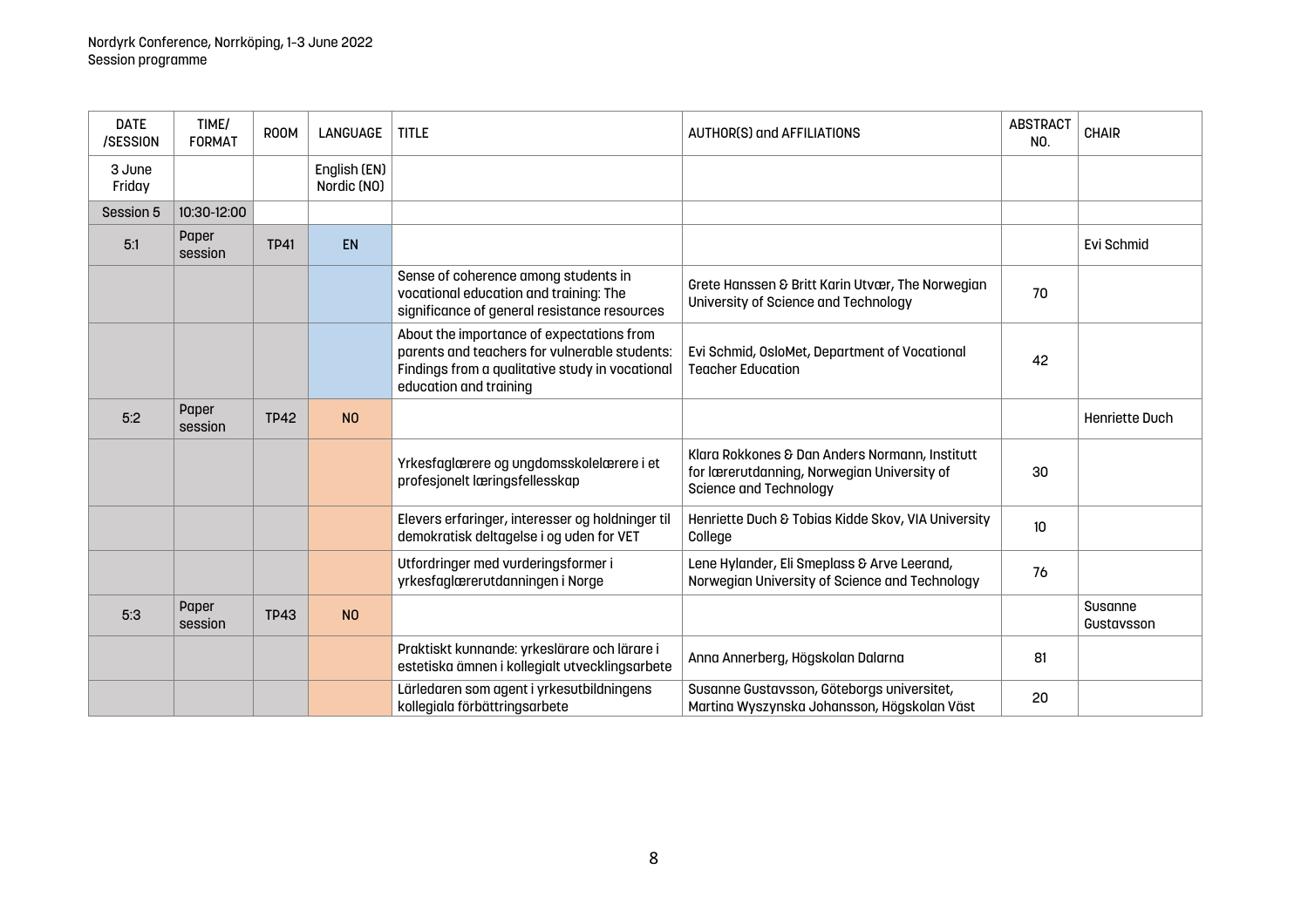| DATE /SESSION | TIME/ FORMAT | ROOM | LANGUAGE | TITLE | AUTHOR(S) and AFFILIATIONS | ABSTRACT NO. | CHAIR |
|---|---|---|---|---|---|---|---|
| 3 June Friday | | | English (EN) Nordic (NO) | | | | |
| Session 5 | 10:30-12:00 | | | | | | |
| 5:1 | Paper session | TP41 | EN | | | | Evi Schmid |
| | | | | Sense of coherence among students in vocational education and training: The significance of general resistance resources | Grete Hanssen & Britt Karin Utvær, The Norwegian University of Science and Technology | 70 | |
| | | | | About the importance of expectations from parents and teachers for vulnerable students: Findings from a qualitative study in vocational education and training | Evi Schmid, OsloMet, Department of Vocational Teacher Education | 42 | |
| 5:2 | Paper session | TP42 | NO | | | | Henriette Duch |
| | | | | Yrkesfaglærere og ungdomsskolelærere i et profesjonelt læringsfellesskap | Klara Rokkones & Dan Anders Normann, Institutt for lærerutdanning, Norwegian University of Science and Technology | 30 | |
| | | | | Elevers erfaringer, interesser og holdninger til demokratisk deltagelse i og uden for VET | Henriette Duch & Tobias Kidde Skov, VIA University College | 10 | |
| | | | | Utfordringer med vurderingsformer i yrkesfaglærerutdanningen i Norge | Lene Hylander, Eli Smeplass & Arve Leerand, Norwegian University of Science and Technology | 76 | |
| 5:3 | Paper session | TP43 | NO | | | | Susanne Gustavsson |
| | | | | Praktiskt kunnande: yrkeslärare och lärare i estetiska ämnen i kollegialt utvecklingsarbete | Anna Annerberg, Högskolan Dalarna | 81 | |
| | | | | Lärledaren som agent i yrkesutbildningens kollegiala förbättringsarbete | Susanne Gustavsson, Göteborgs universitet, Martina Wyszynska Johansson, Högskolan Väst | 20 | |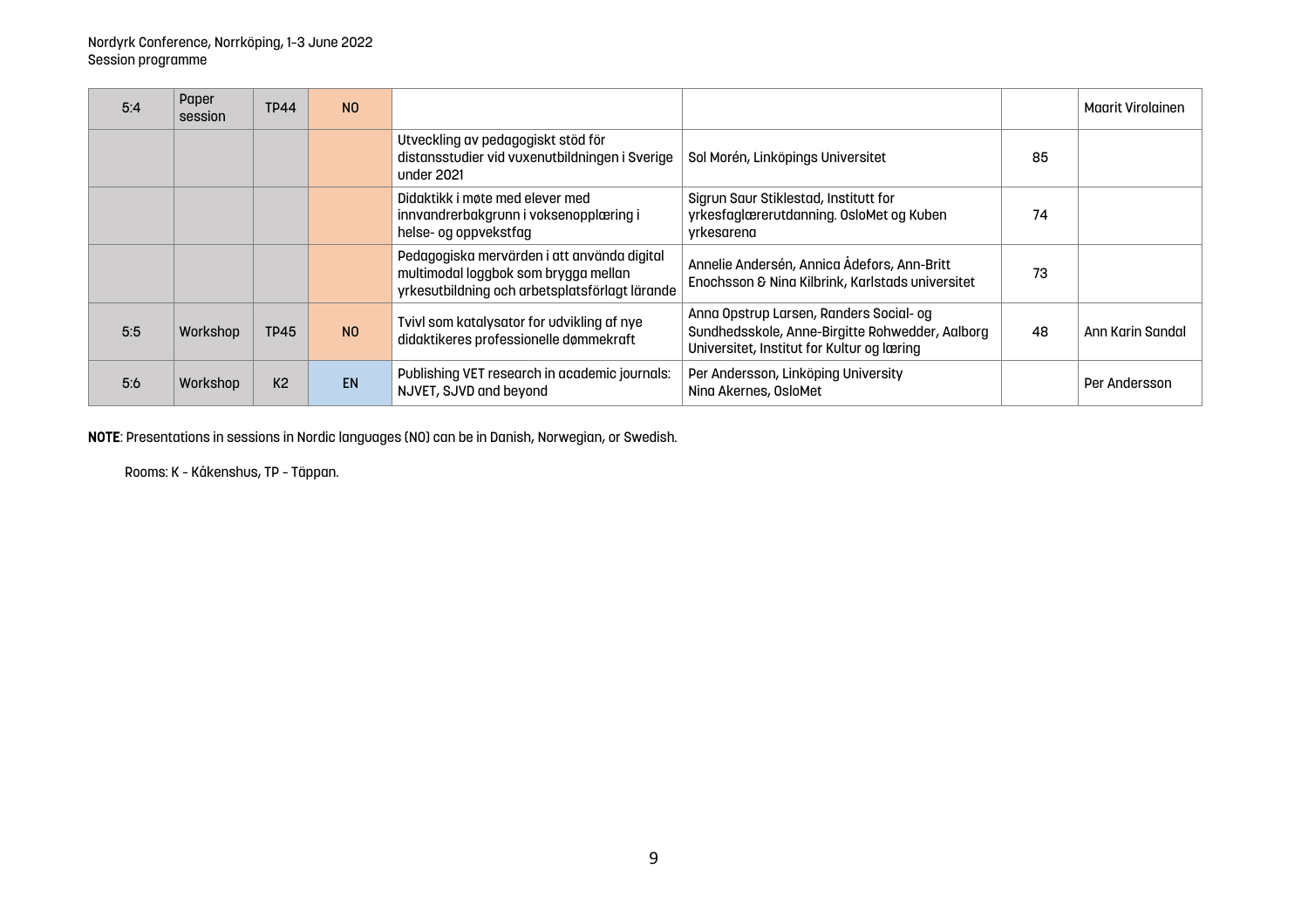| | | | | | | | |
|---|---|---|---|---|---|---|---|
| 5:4 | Paper session | TP44 | NO | | | | Maarit Virolainen |
| | | | | Utveckling av pedagogiskt stöd för distansstudier vid vuxenutbildningen i Sverige under 2021 | Sol Morén, Linköpings Universitet | 85 | |
| | | | | Didaktikk i møte med elever med innvandrerbakgrunn i voksenopplæring i helse- og oppvekstfag | Sigrun Saur Stiklestad, Institutt for yrkesfaglærerutdanning. OsloMet og Kuben yrkesarena | 74 | |
| | | | | Pedagogiska mervärden i att använda digital multimodal loggbok som brygga mellan yrkesutbildning och arbetsplatsförlagt lärande | Annelie Andersén, Annica Ådefors, Ann-Britt Enochsson & Nina Kilbrink, Karlstads universitet | 73 | |
| 5:5 | Workshop | TP45 | NO | Tvivl som katalysator for udvikling af nye didaktikeres professionelle dømmekraft | Anna Opstrup Larsen, Randers Social- og Sundhedsskole, Anne-Birgitte Rohwedder, Aalborg Universitet, Institut for Kultur og læring | 48 | Ann Karin Sandal |
| 5:6 | Workshop | K2 | EN | Publishing VET research in academic journals: NJVET, SJVD and beyond | Per Andersson, Linköping University Nina Akernes, OsloMet | | Per Andersson |

**NOTE**: Presentations in sessions in Nordic languages (NO) can be in Danish, Norwegian, or Swedish.

Rooms: K - Kåkenshus, TP - Täppan.